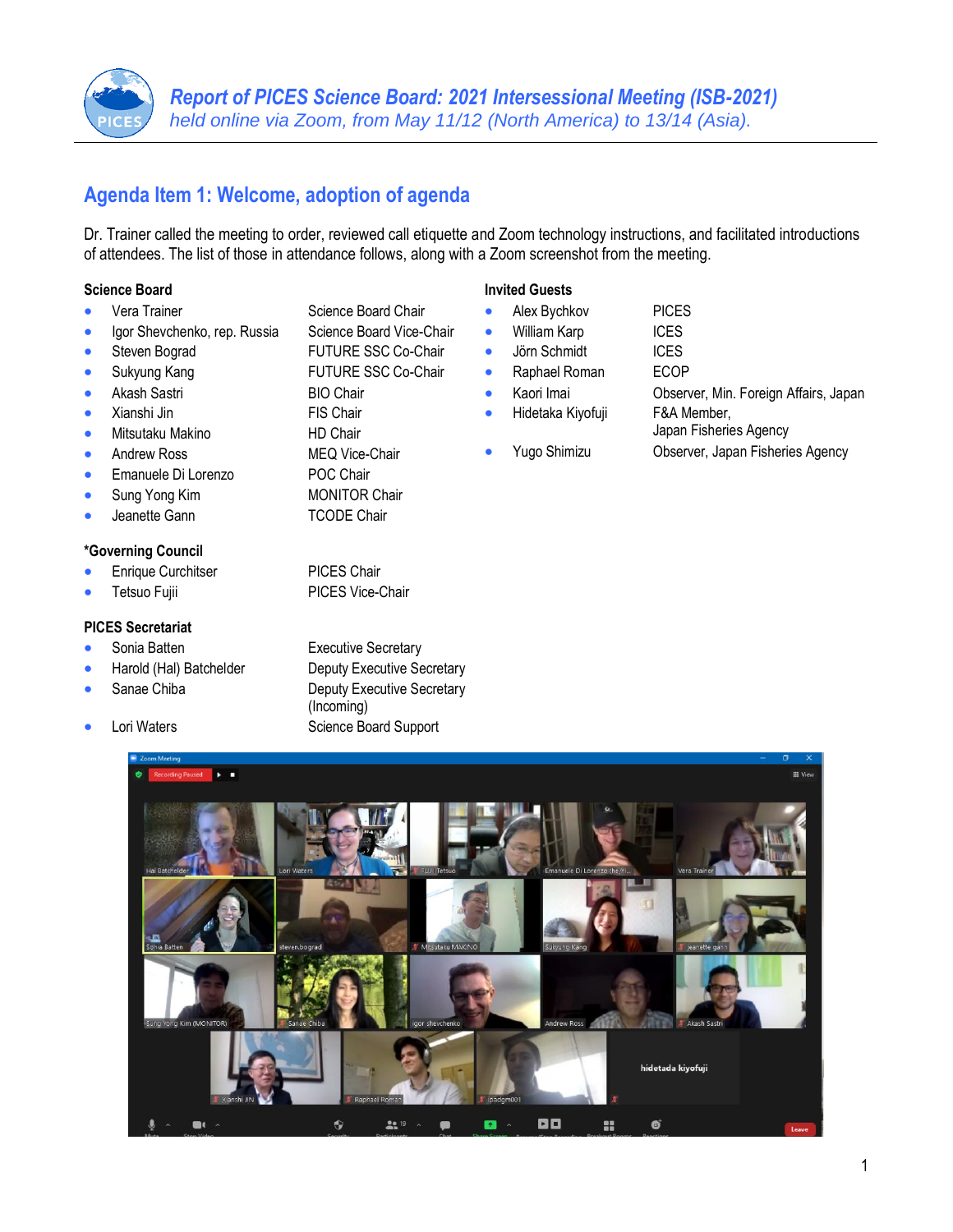# Report of PICES Science Board: 2021 Intersessional Meeting (ISB-2021)

*held online via Zoom, from May 11/12 (North America) to 13/14 (Asia).*

## Agenda Item 1: Welcome, adoption of agenda

Dr. Trainer called the meeting to order, reviewed call etiquette and Zoom technology instructions, and facilitated introductions of attendees. The list of those in attendance follows, along with a Zoom screenshot from the meeting.

**Science Board**

- Vera Trainer — Science Board Chair
- Igor Shevchenko, rep. Russia — Science Board Vice-Chair
- Steven Bograd — FUTURE SSC Co-Chair
- Sukyung Kang — FUTURE SSC Co-Chair
- Akash Sastri — BIO Chair
- Xianshi Jin — FIS Chair
- Mitsutaku Makino — HD Chair
- Andrew Ross — MEQ Vice-Chair
- Emanuele Di Lorenzo — POC Chair
- Sung Yong Kim — MONITOR Chair
- Jeanette Gann — TCODE Chair

**\*Governing Council**

- Enrique Curchitser — PICES Chair
- Tetsuo Fujii — PICES Vice-Chair

**PICES Secretariat**

- Sonia Batten — Executive Secretary
- Harold (Hal) Batchelder — Deputy Executive Secretary
- Sanae Chiba — Deputy Executive Secretary (Incoming)
- Lori Waters — Science Board Support

**Invited Guests**

- Alex Bychkov — PICES
- William Karp — ICES
- Jörn Schmidt — ICES
- Raphael Roman — ECOP
- Kaori Imai — Observer, Min. Foreign Affairs, Japan
- Hidetaka Kiyofuji — F&A Member, Japan Fisheries Agency
- Yugo Shimizu — Observer, Japan Fisheries Agency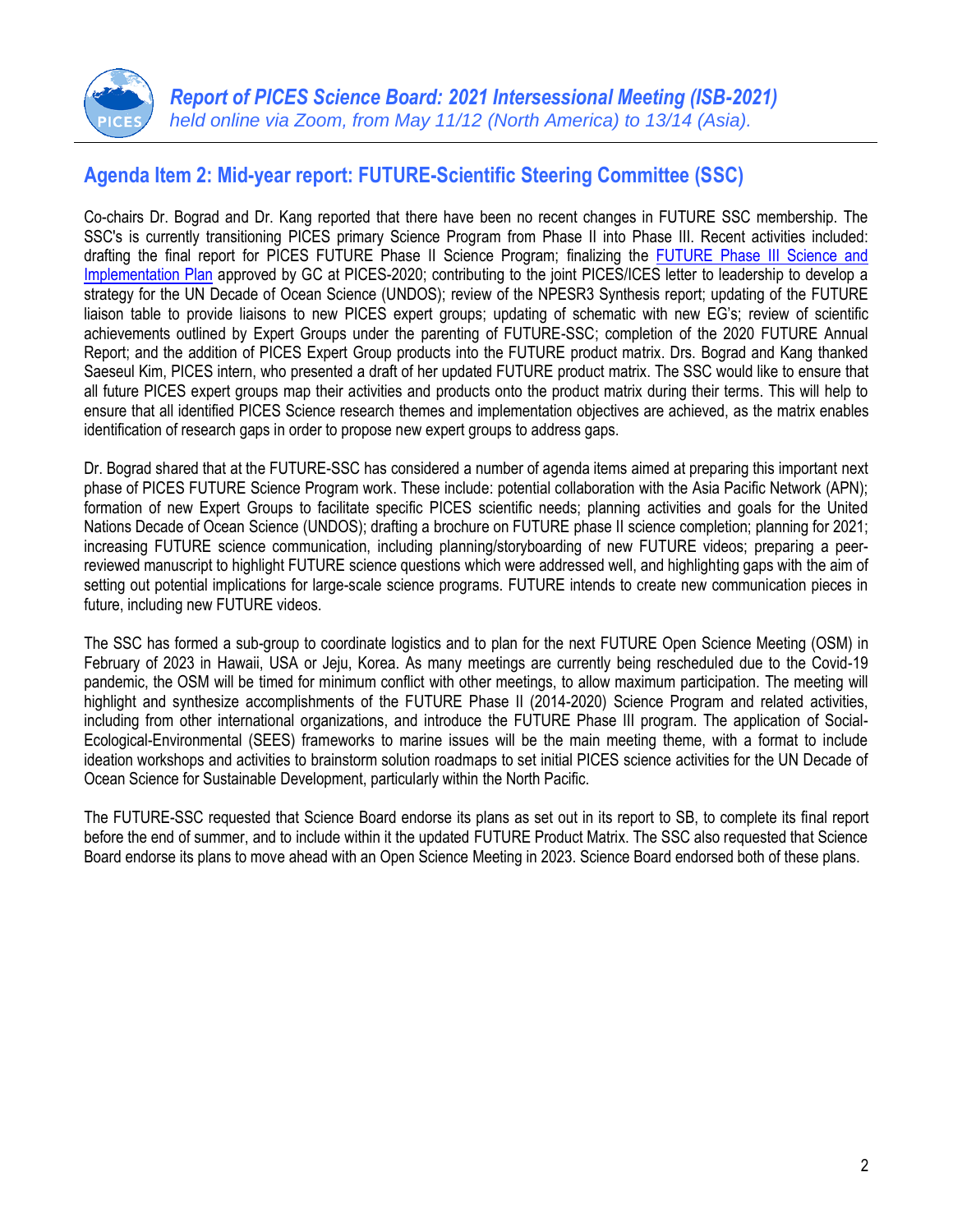## Agenda Item 2: Mid-year report: FUTURE-Scientific Steering Committee (SSC)

Co-chairs Dr. Bograd and Dr. Kang reported that there have been no recent changes in FUTURE SSC membership. The SSC's is currently transitioning PICES primary Science Program from Phase II into Phase III. Recent activities included: drafting the final report for PICES FUTURE Phase II Science Program; finalizing the FUTURE Phase III Science and Implementation Plan approved by GC at PICES-2020; contributing to the joint PICES/ICES letter to leadership to develop a strategy for the UN Decade of Ocean Science (UNDOS); review of the NPESR3 Synthesis report; updating of the FUTURE liaison table to provide liaisons to new PICES expert groups; updating of schematic with new EG's; review of scientific achievements outlined by Expert Groups under the parenting of FUTURE-SSC; completion of the 2020 FUTURE Annual Report; and the addition of PICES Expert Group products into the FUTURE product matrix. Drs. Bograd and Kang thanked Saeseul Kim, PICES intern, who presented a draft of her updated FUTURE product matrix. The SSC would like to ensure that all future PICES expert groups map their activities and products onto the product matrix during their terms. This will help to ensure that all identified PICES Science research themes and implementation objectives are achieved, as the matrix enables identification of research gaps in order to propose new expert groups to address gaps.

Dr. Bograd shared that at the FUTURE-SSC has considered a number of agenda items aimed at preparing this important next phase of PICES FUTURE Science Program work. These include: potential collaboration with the Asia Pacific Network (APN); formation of new Expert Groups to facilitate specific PICES scientific needs; planning activities and goals for the United Nations Decade of Ocean Science (UNDOS); drafting a brochure on FUTURE phase II science completion; planning for 2021; increasing FUTURE science communication, including planning/storyboarding of new FUTURE videos; preparing a peer-reviewed manuscript to highlight FUTURE science questions which were addressed well, and highlighting gaps with the aim of setting out potential implications for large-scale science programs. FUTURE intends to create new communication pieces in future, including new FUTURE videos.

The SSC has formed a sub-group to coordinate logistics and to plan for the next FUTURE Open Science Meeting (OSM) in February of 2023 in Hawaii, USA or Jeju, Korea. As many meetings are currently being rescheduled due to the Covid-19 pandemic, the OSM will be timed for minimum conflict with other meetings, to allow maximum participation. The meeting will highlight and synthesize accomplishments of the FUTURE Phase II (2014-2020) Science Program and related activities, including from other international organizations, and introduce the FUTURE Phase III program. The application of Social-Ecological-Environmental (SEES) frameworks to marine issues will be the main meeting theme, with a format to include ideation workshops and activities to brainstorm solution roadmaps to set initial PICES science activities for the UN Decade of Ocean Science for Sustainable Development, particularly within the North Pacific.

The FUTURE-SSC requested that Science Board endorse its plans as set out in its report to SB, to complete its final report before the end of summer, and to include within it the updated FUTURE Product Matrix. The SSC also requested that Science Board endorse its plans to move ahead with an Open Science Meeting in 2023. Science Board endorsed both of these plans.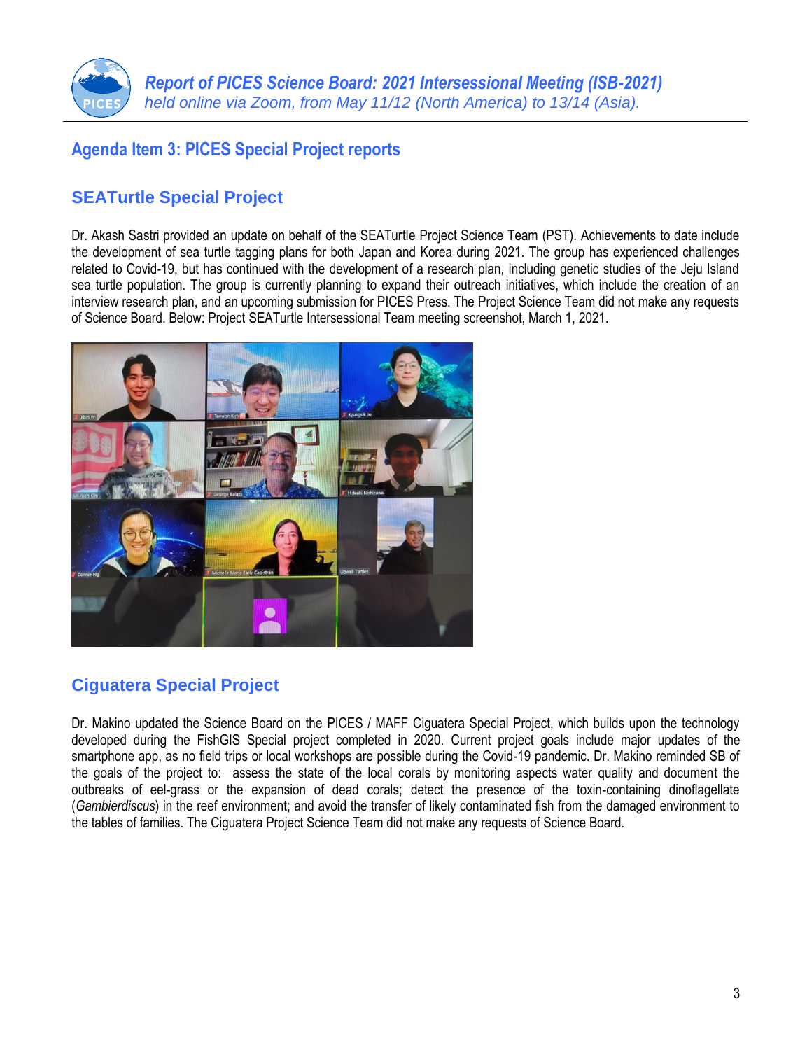## Agenda Item 3: PICES Special Project reports

### SEATurtle Special Project

Dr. Akash Sastri provided an update on behalf of the SEATurtle Project Science Team (PST). Achievements to date include the development of sea turtle tagging plans for both Japan and Korea during 2021. The group has experienced challenges related to Covid-19, but has continued with the development of a research plan, including genetic studies of the Jeju Island sea turtle population. The group is currently planning to expand their outreach initiatives, which include the creation of an interview research plan, and an upcoming submission for PICES Press. The Project Science Team did not make any requests of Science Board. Below: Project SEATurtle Intersessional Team meeting screenshot, March 1, 2021.

### Ciguatera Special Project

Dr. Makino updated the Science Board on the PICES / MAFF Ciguatera Special Project, which builds upon the technology developed during the FishGIS Special project completed in 2020. Current project goals include major updates of the smartphone app, as no field trips or local workshops are possible during the Covid-19 pandemic. Dr. Makino reminded SB of the goals of the project to: assess the state of the local corals by monitoring aspects water quality and document the outbreaks of eel-grass or the expansion of dead corals; detect the presence of the toxin-containing dinoflagellate (*Gambierdiscus*) in the reef environment; and avoid the transfer of likely contaminated fish from the damaged environment to the tables of families. The Ciguatera Project Science Team did not make any requests of Science Board.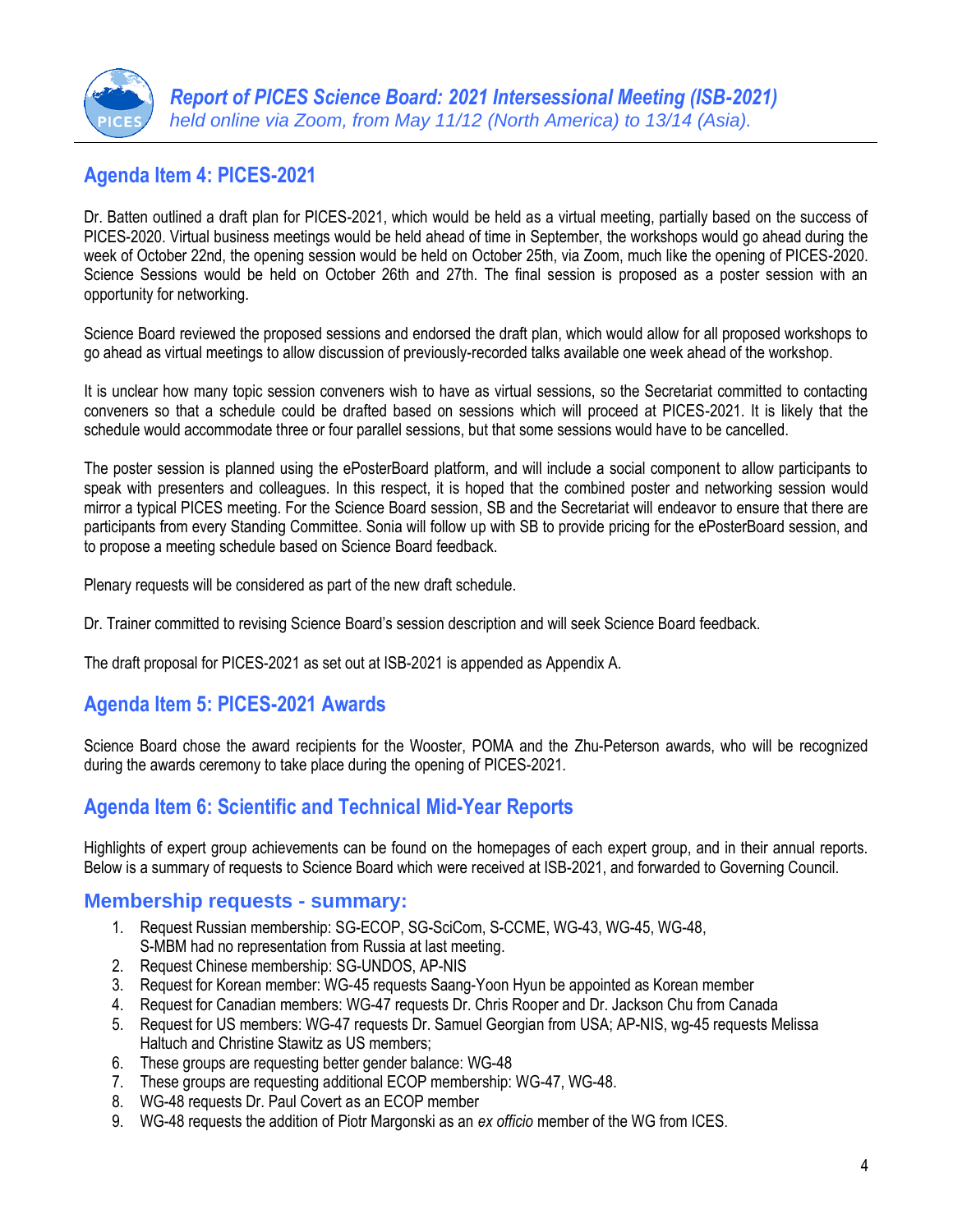## Agenda Item 4: PICES-2021

Dr. Batten outlined a draft plan for PICES-2021, which would be held as a virtual meeting, partially based on the success of PICES-2020. Virtual business meetings would be held ahead of time in September, the workshops would go ahead during the week of October 22nd, the opening session would be held on October 25th, via Zoom, much like the opening of PICES-2020. Science Sessions would be held on October 26th and 27th. The final session is proposed as a poster session with an opportunity for networking.

Science Board reviewed the proposed sessions and endorsed the draft plan, which would allow for all proposed workshops to go ahead as virtual meetings to allow discussion of previously-recorded talks available one week ahead of the workshop.

It is unclear how many topic session conveners wish to have as virtual sessions, so the Secretariat committed to contacting conveners so that a schedule could be drafted based on sessions which will proceed at PICES-2021. It is likely that the schedule would accommodate three or four parallel sessions, but that some sessions would have to be cancelled.

The poster session is planned using the ePosterBoard platform, and will include a social component to allow participants to speak with presenters and colleagues. In this respect, it is hoped that the combined poster and networking session would mirror a typical PICES meeting. For the Science Board session, SB and the Secretariat will endeavor to ensure that there are participants from every Standing Committee. Sonia will follow up with SB to provide pricing for the ePosterBoard session, and to propose a meeting schedule based on Science Board feedback.

Plenary requests will be considered as part of the new draft schedule.

Dr. Trainer committed to revising Science Board's session description and will seek Science Board feedback.

The draft proposal for PICES-2021 as set out at ISB-2021 is appended as Appendix A.

## Agenda Item 5: PICES-2021 Awards

Science Board chose the award recipients for the Wooster, POMA and the Zhu-Peterson awards, who will be recognized during the awards ceremony to take place during the opening of PICES-2021.

## Agenda Item 6: Scientific and Technical Mid-Year Reports

Highlights of expert group achievements can be found on the homepages of each expert group, and in their annual reports. Below is a summary of requests to Science Board which were received at ISB-2021, and forwarded to Governing Council.

### Membership requests - summary:

1. Request Russian membership: SG-ECOP, SG-SciCom, S-CCME, WG-43, WG-45, WG-48, S-MBM had no representation from Russia at last meeting.
2. Request Chinese membership: SG-UNDOS, AP-NIS
3. Request for Korean member: WG-45 requests Saang-Yoon Hyun be appointed as Korean member
4. Request for Canadian members: WG-47 requests Dr. Chris Rooper and Dr. Jackson Chu from Canada
5. Request for US members: WG-47 requests Dr. Samuel Georgian from USA; AP-NIS, wg-45 requests Melissa Haltuch and Christine Stawitz as US members;
6. These groups are requesting better gender balance: WG-48
7. These groups are requesting additional ECOP membership: WG-47, WG-48.
8. WG-48 requests Dr. Paul Covert as an ECOP member
9. WG-48 requests the addition of Piotr Margonski as an *ex officio* member of the WG from ICES.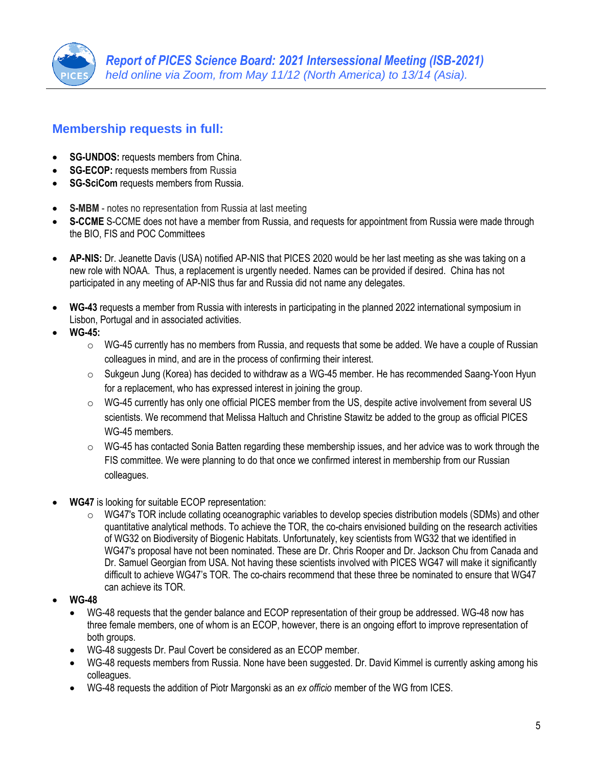## Membership requests in full:

- **SG-UNDOS:** requests members from China.
- **SG-ECOP:** requests members from Russia
- **SG-SciCom** requests members from Russia.

- **S-MBM** - notes no representation from Russia at last meeting
- **S-CCME** S-CCME does not have a member from Russia, and requests for appointment from Russia were made through the BIO, FIS and POC Committees

- **AP-NIS:** Dr. Jeanette Davis (USA) notified AP-NIS that PICES 2020 would be her last meeting as she was taking on a new role with NOAA. Thus, a replacement is urgently needed. Names can be provided if desired. China has not participated in any meeting of AP-NIS thus far and Russia did not name any delegates.

- **WG-43** requests a member from Russia with interests in participating in the planned 2022 international symposium in Lisbon, Portugal and in associated activities.
- **WG-45:**
  - WG-45 currently has no members from Russia, and requests that some be added. We have a couple of Russian colleagues in mind, and are in the process of confirming their interest.
  - Sukgeun Jung (Korea) has decided to withdraw as a WG-45 member. He has recommended Saang-Yoon Hyun for a replacement, who has expressed interest in joining the group.
  - WG-45 currently has only one official PICES member from the US, despite active involvement from several US scientists. We recommend that Melissa Haltuch and Christine Stawitz be added to the group as official PICES WG-45 members.
  - WG-45 has contacted Sonia Batten regarding these membership issues, and her advice was to work through the FIS committee. We were planning to do that once we confirmed interest in membership from our Russian colleagues.

- **WG47** is looking for suitable ECOP representation:
  - WG47's TOR include collating oceanographic variables to develop species distribution models (SDMs) and other quantitative analytical methods. To achieve the TOR, the co-chairs envisioned building on the research activities of WG32 on Biodiversity of Biogenic Habitats. Unfortunately, key scientists from WG32 that we identified in WG47's proposal have not been nominated. These are Dr. Chris Rooper and Dr. Jackson Chu from Canada and Dr. Samuel Georgian from USA. Not having these scientists involved with PICES WG47 will make it significantly difficult to achieve WG47's TOR. The co-chairs recommend that these three be nominated to ensure that WG47 can achieve its TOR.
- **WG-48**
  - WG-48 requests that the gender balance and ECOP representation of their group be addressed. WG-48 now has three female members, one of whom is an ECOP, however, there is an ongoing effort to improve representation of both groups.
  - WG-48 suggests Dr. Paul Covert be considered as an ECOP member.
  - WG-48 requests members from Russia. None have been suggested. Dr. David Kimmel is currently asking among his colleagues.
  - WG-48 requests the addition of Piotr Margonski as an *ex officio* member of the WG from ICES.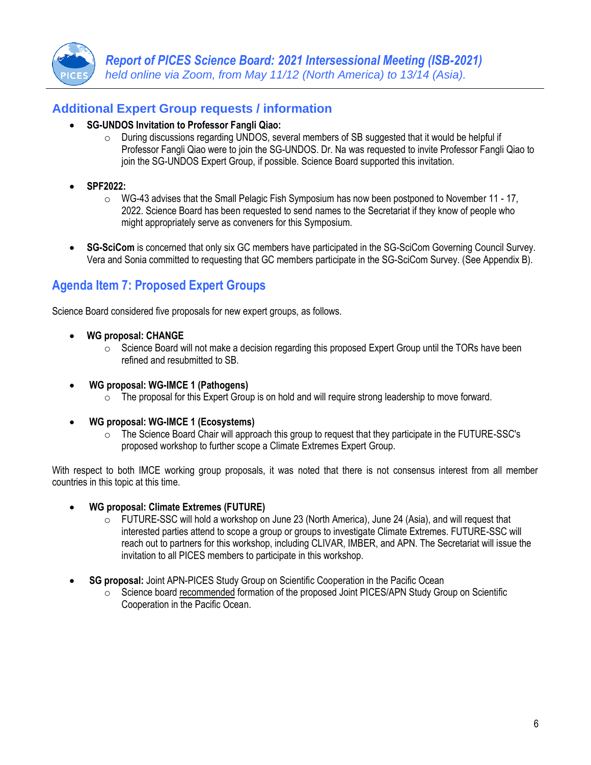## Additional Expert Group requests / information

- **SG-UNDOS Invitation to Professor Fangli Qiao:**
  - During discussions regarding UNDOS, several members of SB suggested that it would be helpful if Professor Fangli Qiao were to join the SG-UNDOS. Dr. Na was requested to invite Professor Fangli Qiao to join the SG-UNDOS Expert Group, if possible. Science Board supported this invitation.

- **SPF2022:**
  - WG-43 advises that the Small Pelagic Fish Symposium has now been postponed to November 11 - 17, 2022. Science Board has been requested to send names to the Secretariat if they know of people who might appropriately serve as conveners for this Symposium.

- **SG-SciCom** is concerned that only six GC members have participated in the SG-SciCom Governing Council Survey. Vera and Sonia committed to requesting that GC members participate in the SG-SciCom Survey. (See Appendix B).

## Agenda Item 7: Proposed Expert Groups

Science Board considered five proposals for new expert groups, as follows.

- **WG proposal: CHANGE**
  - Science Board will not make a decision regarding this proposed Expert Group until the TORs have been refined and resubmitted to SB.

- **WG proposal: WG-IMCE 1 (Pathogens)**
  - The proposal for this Expert Group is on hold and will require strong leadership to move forward.

- **WG proposal: WG-IMCE 1 (Ecosystems)**
  - The Science Board Chair will approach this group to request that they participate in the FUTURE-SSC's proposed workshop to further scope a Climate Extremes Expert Group.

With respect to both IMCE working group proposals, it was noted that there is not consensus interest from all member countries in this topic at this time.

- **WG proposal: Climate Extremes (FUTURE)**
  - FUTURE-SSC will hold a workshop on June 23 (North America), June 24 (Asia), and will request that interested parties attend to scope a group or groups to investigate Climate Extremes. FUTURE-SSC will reach out to partners for this workshop, including CLIVAR, IMBER, and APN. The Secretariat will issue the invitation to all PICES members to participate in this workshop.

- **SG proposal:** Joint APN-PICES Study Group on Scientific Cooperation in the Pacific Ocean
  - Science board recommended formation of the proposed Joint PICES/APN Study Group on Scientific Cooperation in the Pacific Ocean.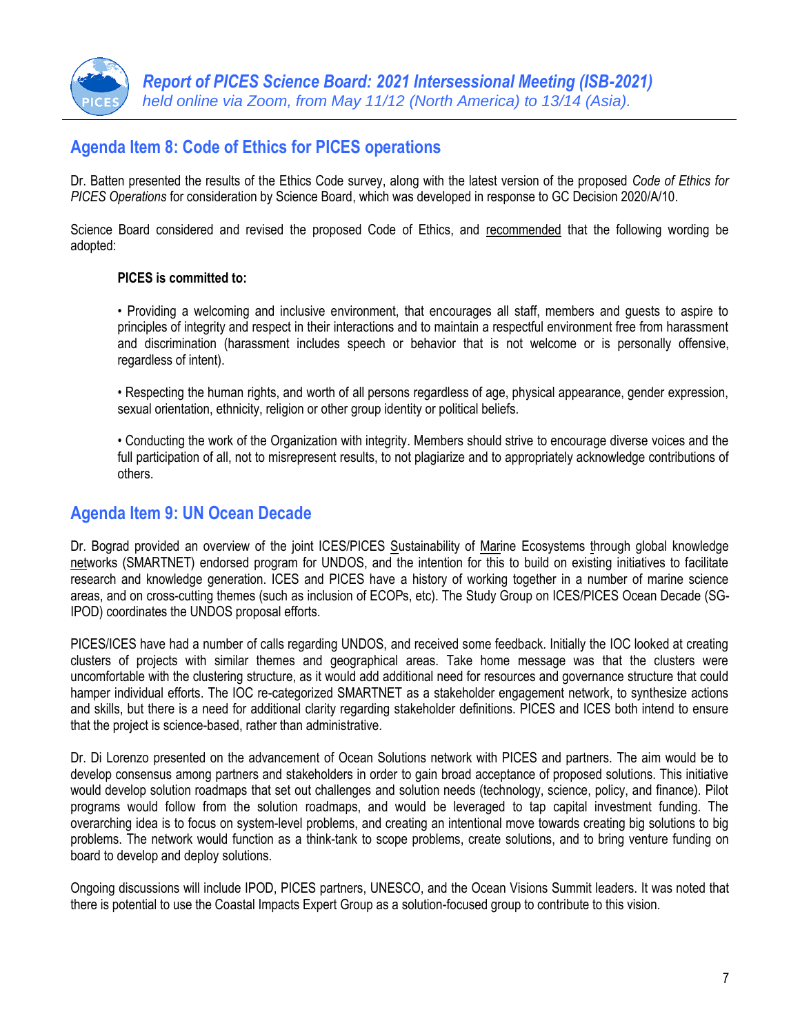## Agenda Item 8: Code of Ethics for PICES operations

Dr. Batten presented the results of the Ethics Code survey, along with the latest version of the proposed *Code of Ethics for PICES Operations* for consideration by Science Board, which was developed in response to GC Decision 2020/A/10.

Science Board considered and revised the proposed Code of Ethics, and recommended that the following wording be adopted:

**PICES is committed to:**

• Providing a welcoming and inclusive environment, that encourages all staff, members and guests to aspire to principles of integrity and respect in their interactions and to maintain a respectful environment free from harassment and discrimination (harassment includes speech or behavior that is not welcome or is personally offensive, regardless of intent).

• Respecting the human rights, and worth of all persons regardless of age, physical appearance, gender expression, sexual orientation, ethnicity, religion or other group identity or political beliefs.

• Conducting the work of the Organization with integrity. Members should strive to encourage diverse voices and the full participation of all, not to misrepresent results, to not plagiarize and to appropriately acknowledge contributions of others.

## Agenda Item 9: UN Ocean Decade

Dr. Bograd provided an overview of the joint ICES/PICES Sustainability of Marine Ecosystems through global knowledge networks (SMARTNET) endorsed program for UNDOS, and the intention for this to build on existing initiatives to facilitate research and knowledge generation. ICES and PICES have a history of working together in a number of marine science areas, and on cross-cutting themes (such as inclusion of ECOPs, etc). The Study Group on ICES/PICES Ocean Decade (SG-IPOD) coordinates the UNDOS proposal efforts.

PICES/ICES have had a number of calls regarding UNDOS, and received some feedback. Initially the IOC looked at creating clusters of projects with similar themes and geographical areas. Take home message was that the clusters were uncomfortable with the clustering structure, as it would add additional need for resources and governance structure that could hamper individual efforts. The IOC re-categorized SMARTNET as a stakeholder engagement network, to synthesize actions and skills, but there is a need for additional clarity regarding stakeholder definitions. PICES and ICES both intend to ensure that the project is science-based, rather than administrative.

Dr. Di Lorenzo presented on the advancement of Ocean Solutions network with PICES and partners. The aim would be to develop consensus among partners and stakeholders in order to gain broad acceptance of proposed solutions. This initiative would develop solution roadmaps that set out challenges and solution needs (technology, science, policy, and finance). Pilot programs would follow from the solution roadmaps, and would be leveraged to tap capital investment funding. The overarching idea is to focus on system-level problems, and creating an intentional move towards creating big solutions to big problems. The network would function as a think-tank to scope problems, create solutions, and to bring venture funding on board to develop and deploy solutions.

Ongoing discussions will include IPOD, PICES partners, UNESCO, and the Ocean Visions Summit leaders. It was noted that there is potential to use the Coastal Impacts Expert Group as a solution-focused group to contribute to this vision.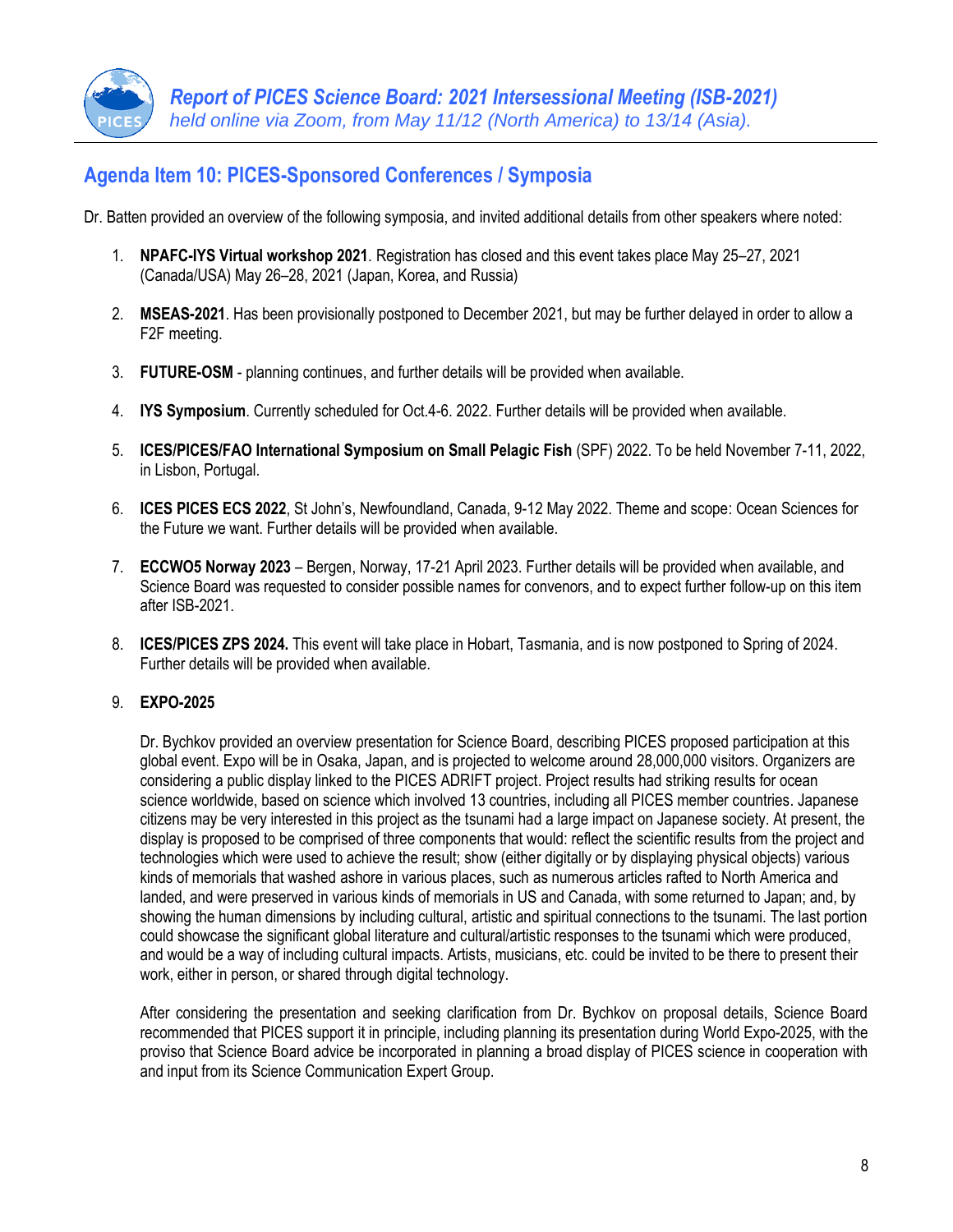## Agenda Item 10: PICES-Sponsored Conferences / Symposia

Dr. Batten provided an overview of the following symposia, and invited additional details from other speakers where noted:

1. **NPAFC-IYS Virtual workshop 2021**. Registration has closed and this event takes place May 25–27, 2021 (Canada/USA) May 26–28, 2021 (Japan, Korea, and Russia)

2. **MSEAS-2021**. Has been provisionally postponed to December 2021, but may be further delayed in order to allow a F2F meeting.

3. **FUTURE-OSM** - planning continues, and further details will be provided when available.

4. **IYS Symposium**. Currently scheduled for Oct.4-6. 2022. Further details will be provided when available.

5. **ICES/PICES/FAO International Symposium on Small Pelagic Fish** (SPF) 2022. To be held November 7-11, 2022, in Lisbon, Portugal.

6. **ICES PICES ECS 2022**, St John's, Newfoundland, Canada, 9-12 May 2022. Theme and scope: Ocean Sciences for the Future we want. Further details will be provided when available.

7. **ECCWO5 Norway 2023** – Bergen, Norway, 17-21 April 2023. Further details will be provided when available, and Science Board was requested to consider possible names for convenors, and to expect further follow-up on this item after ISB-2021.

8. **ICES/PICES ZPS 2024.** This event will take place in Hobart, Tasmania, and is now postponed to Spring of 2024. Further details will be provided when available.

9. **EXPO-2025**

   Dr. Bychkov provided an overview presentation for Science Board, describing PICES proposed participation at this global event. Expo will be in Osaka, Japan, and is projected to welcome around 28,000,000 visitors. Organizers are considering a public display linked to the PICES ADRIFT project. Project results had striking results for ocean science worldwide, based on science which involved 13 countries, including all PICES member countries. Japanese citizens may be very interested in this project as the tsunami had a large impact on Japanese society. At present, the display is proposed to be comprised of three components that would: reflect the scientific results from the project and technologies which were used to achieve the result; show (either digitally or by displaying physical objects) various kinds of memorials that washed ashore in various places, such as numerous articles rafted to North America and landed, and were preserved in various kinds of memorials in US and Canada, with some returned to Japan; and, by showing the human dimensions by including cultural, artistic and spiritual connections to the tsunami. The last portion could showcase the significant global literature and cultural/artistic responses to the tsunami which were produced, and would be a way of including cultural impacts. Artists, musicians, etc. could be invited to be there to present their work, either in person, or shared through digital technology.

   After considering the presentation and seeking clarification from Dr. Bychkov on proposal details, Science Board recommended that PICES support it in principle, including planning its presentation during World Expo-2025, with the proviso that Science Board advice be incorporated in planning a broad display of PICES science in cooperation with and input from its Science Communication Expert Group.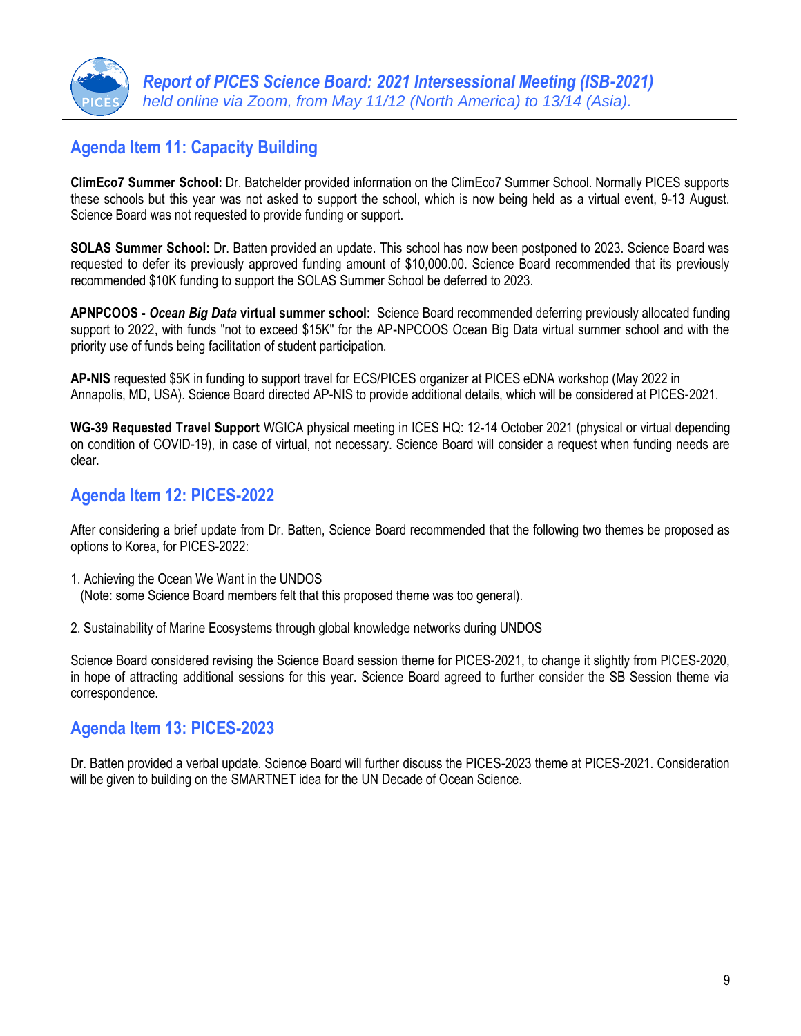## Agenda Item 11: Capacity Building

**ClimEco7 Summer School:** Dr. Batchelder provided information on the ClimEco7 Summer School. Normally PICES supports these schools but this year was not asked to support the school, which is now being held as a virtual event, 9-13 August. Science Board was not requested to provide funding or support.

**SOLAS Summer School:** Dr. Batten provided an update. This school has now been postponed to 2023. Science Board was requested to defer its previously approved funding amount of $10,000.00. Science Board recommended that its previously recommended $10K funding to support the SOLAS Summer School be deferred to 2023.

**APNPCOOS - *Ocean Big Data* virtual summer school:** Science Board recommended deferring previously allocated funding support to 2022, with funds "not to exceed $15K" for the AP-NPCOOS Ocean Big Data virtual summer school and with the priority use of funds being facilitation of student participation.

**AP-NIS** requested $5K in funding to support travel for ECS/PICES organizer at PICES eDNA workshop (May 2022 in Annapolis, MD, USA). Science Board directed AP-NIS to provide additional details, which will be considered at PICES-2021.

**WG-39 Requested Travel Support** WGICA physical meeting in ICES HQ: 12-14 October 2021 (physical or virtual depending on condition of COVID-19), in case of virtual, not necessary. Science Board will consider a request when funding needs are clear.

## Agenda Item 12: PICES-2022

After considering a brief update from Dr. Batten, Science Board recommended that the following two themes be proposed as options to Korea, for PICES-2022:

1. Achieving the Ocean We Want in the UNDOS
   (Note: some Science Board members felt that this proposed theme was too general).

2. Sustainability of Marine Ecosystems through global knowledge networks during UNDOS

Science Board considered revising the Science Board session theme for PICES-2021, to change it slightly from PICES-2020, in hope of attracting additional sessions for this year. Science Board agreed to further consider the SB Session theme via correspondence.

## Agenda Item 13: PICES-2023

Dr. Batten provided a verbal update. Science Board will further discuss the PICES-2023 theme at PICES-2021. Consideration will be given to building on the SMARTNET idea for the UN Decade of Ocean Science.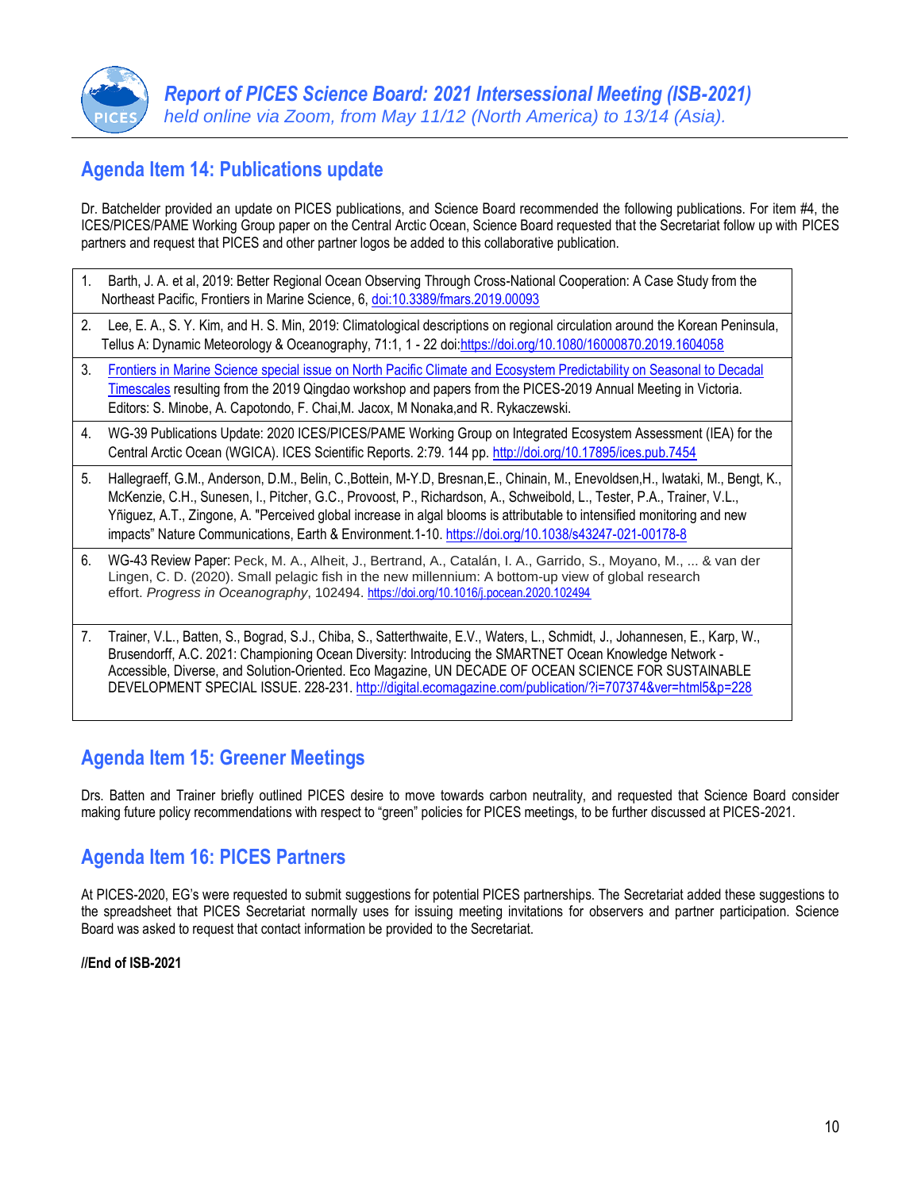## Agenda Item 14: Publications update

Dr. Batchelder provided an update on PICES publications, and Science Board recommended the following publications. For item #4, the ICES/PICES/PAME Working Group paper on the Central Arctic Ocean, Science Board requested that the Secretariat follow up with PICES partners and request that PICES and other partner logos be added to this collaborative publication.

1. Barth, J. A. et al, 2019: Better Regional Ocean Observing Through Cross-National Cooperation: A Case Study from the Northeast Pacific, Frontiers in Marine Science, 6, doi:10.3389/fmars.2019.00093
2. Lee, E. A., S. Y. Kim, and H. S. Min, 2019: Climatological descriptions on regional circulation around the Korean Peninsula, Tellus A: Dynamic Meteorology & Oceanography, 71:1, 1 - 22 doi:https://doi.org/10.1080/16000870.2019.1604058
3. Frontiers in Marine Science special issue on North Pacific Climate and Ecosystem Predictability on Seasonal to Decadal Timescales resulting from the 2019 Qingdao workshop and papers from the PICES-2019 Annual Meeting in Victoria. Editors: S. Minobe, A. Capotondo, F. Chai,M. Jacox, M Nonaka,and R. Rykaczewski.
4. WG-39 Publications Update: 2020 ICES/PICES/PAME Working Group on Integrated Ecosystem Assessment (IEA) for the Central Arctic Ocean (WGICA). ICES Scientific Reports. 2:79. 144 pp. http://doi.org/10.17895/ices.pub.7454
5. Hallegraeff, G.M., Anderson, D.M., Belin, C.,Bottein, M-Y.D, Bresnan,E., Chinain, M., Enevoldsen,H., Iwataki, M., Bengt, K., McKenzie, C.H., Sunesen, I., Pitcher, G.C., Provoost, P., Richardson, A., Schweibold, L., Tester, P.A., Trainer, V.L., Yñiguez, A.T., Zingone, A. "Perceived global increase in algal blooms is attributable to intensified monitoring and new impacts" Nature Communications, Earth & Environment.1-10. https://doi.org/10.1038/s43247-021-00178-8
6. WG-43 Review Paper: Peck, M. A., Alheit, J., Bertrand, A., Catalán, I. A., Garrido, S., Moyano, M., ... & van der Lingen, C. D. (2020). Small pelagic fish in the new millennium: A bottom-up view of global research effort. *Progress in Oceanography*, 102494. https://doi.org/10.1016/j.pocean.2020.102494
7. Trainer, V.L., Batten, S., Bograd, S.J., Chiba, S., Satterthwaite, E.V., Waters, L., Schmidt, J., Johannesen, E., Karp, W., Brusendorff, A.C. 2021: Championing Ocean Diversity: Introducing the SMARTNET Ocean Knowledge Network - Accessible, Diverse, and Solution-Oriented. Eco Magazine, UN DECADE OF OCEAN SCIENCE FOR SUSTAINABLE DEVELOPMENT SPECIAL ISSUE. 228-231. http://digital.ecomagazine.com/publication/?i=707374&ver=html5&p=228

## Agenda Item 15: Greener Meetings

Drs. Batten and Trainer briefly outlined PICES desire to move towards carbon neutrality, and requested that Science Board consider making future policy recommendations with respect to "green" policies for PICES meetings, to be further discussed at PICES-2021.

## Agenda Item 16: PICES Partners

At PICES-2020, EG's were requested to submit suggestions for potential PICES partnerships. The Secretariat added these suggestions to the spreadsheet that PICES Secretariat normally uses for issuing meeting invitations for observers and partner participation. Science Board was asked to request that contact information be provided to the Secretariat.

**//End of ISB-2021**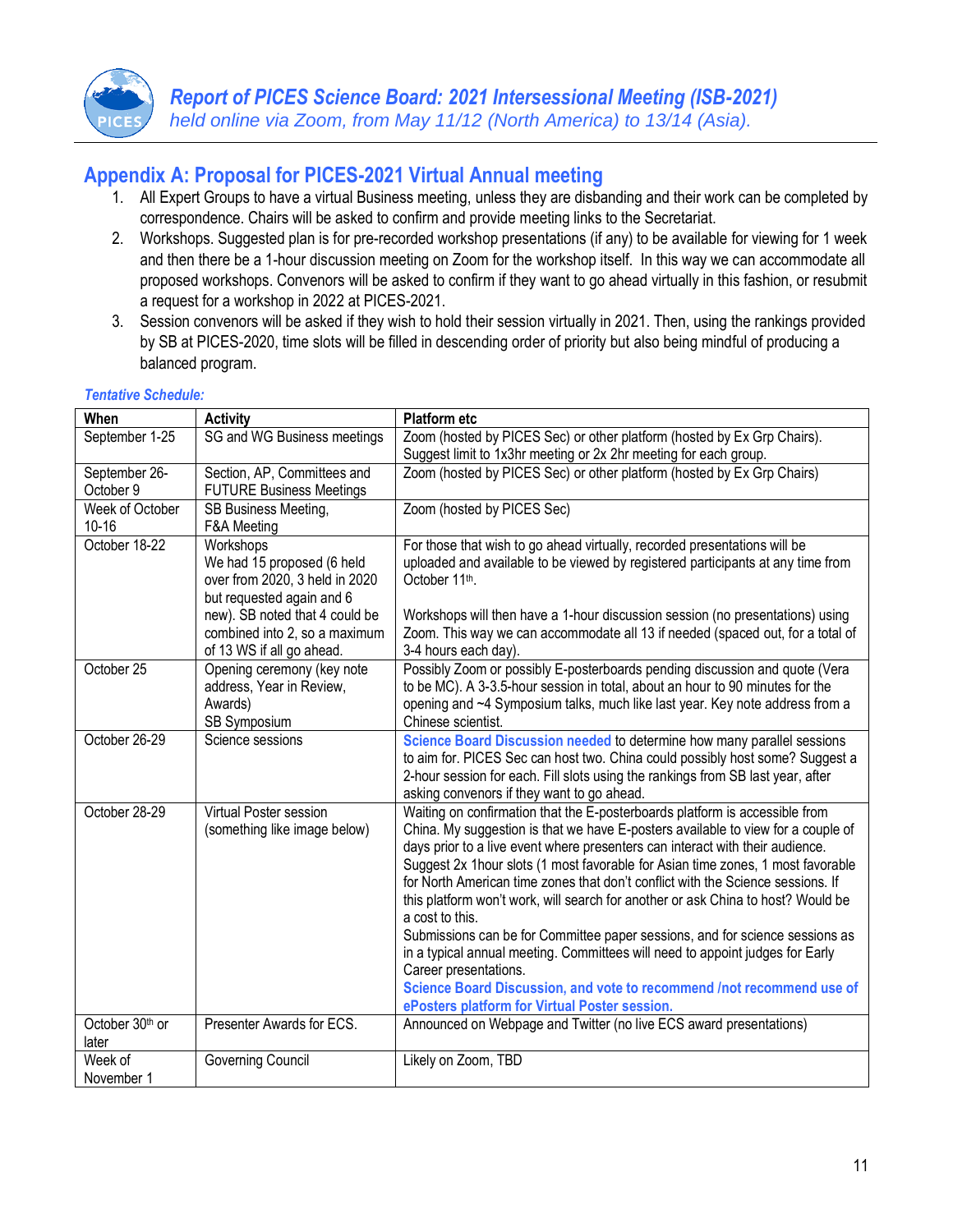## Appendix A: Proposal for PICES-2021 Virtual Annual meeting

1. All Expert Groups to have a virtual Business meeting, unless they are disbanding and their work can be completed by correspondence. Chairs will be asked to confirm and provide meeting links to the Secretariat.
2. Workshops. Suggested plan is for pre-recorded workshop presentations (if any) to be available for viewing for 1 week and then there be a 1-hour discussion meeting on Zoom for the workshop itself. In this way we can accommodate all proposed workshops. Convenors will be asked to confirm if they want to go ahead virtually in this fashion, or resubmit a request for a workshop in 2022 at PICES-2021.
3. Session convenors will be asked if they wish to hold their session virtually in 2021. Then, using the rankings provided by SB at PICES-2020, time slots will be filled in descending order of priority but also being mindful of producing a balanced program.

*Tentative Schedule:*

| When | Activity | Platform etc |
|---|---|---|
| September 1-25 | SG and WG Business meetings | Zoom (hosted by PICES Sec) or other platform (hosted by Ex Grp Chairs). Suggest limit to 1x3hr meeting or 2x 2hr meeting for each group. |
| September 26-October 9 | Section, AP, Committees and FUTURE Business Meetings | Zoom (hosted by PICES Sec) or other platform (hosted by Ex Grp Chairs) |
| Week of October 10-16 | SB Business Meeting, F&A Meeting | Zoom (hosted by PICES Sec) |
| October 18-22 | Workshops<br>We had 15 proposed (6 held over from 2020, 3 held in 2020 but requested again and 6 new). SB noted that 4 could be combined into 2, so a maximum of 13 WS if all go ahead. | For those that wish to go ahead virtually, recorded presentations will be uploaded and available to be viewed by registered participants at any time from October 11th.<br><br>Workshops will then have a 1-hour discussion session (no presentations) using Zoom. This way we can accommodate all 13 if needed (spaced out, for a total of 3-4 hours each day). |
| October 25 | Opening ceremony (key note address, Year in Review, Awards)<br>SB Symposium | Possibly Zoom or possibly E-posterboards pending discussion and quote (Vera to be MC). A 3-3.5-hour session in total, about an hour to 90 minutes for the opening and ~4 Symposium talks, much like last year. Key note address from a Chinese scientist. |
| October 26-29 | Science sessions | **Science Board Discussion needed** to determine how many parallel sessions to aim for. PICES Sec can host two. China could possibly host some? Suggest a 2-hour session for each. Fill slots using the rankings from SB last year, after asking convenors if they want to go ahead. |
| October 28-29 | Virtual Poster session (something like image below) | Waiting on confirmation that the E-posterboards platform is accessible from China. My suggestion is that we have E-posters available to view for a couple of days prior to a live event where presenters can interact with their audience. Suggest 2x 1hour slots (1 most favorable for Asian time zones, 1 most favorable for North American time zones that don't conflict with the Science sessions. If this platform won't work, will search for another or ask China to host? Would be a cost to this.<br>Submissions can be for Committee paper sessions, and for science sessions as in a typical annual meeting. Committees will need to appoint judges for Early Career presentations.<br>**Science Board Discussion, and vote to recommend /not recommend use of ePosters platform for Virtual Poster session.** |
| October 30th or later | Presenter Awards for ECS. | Announced on Webpage and Twitter (no live ECS award presentations) |
| Week of November 1 | Governing Council | Likely on Zoom, TBD |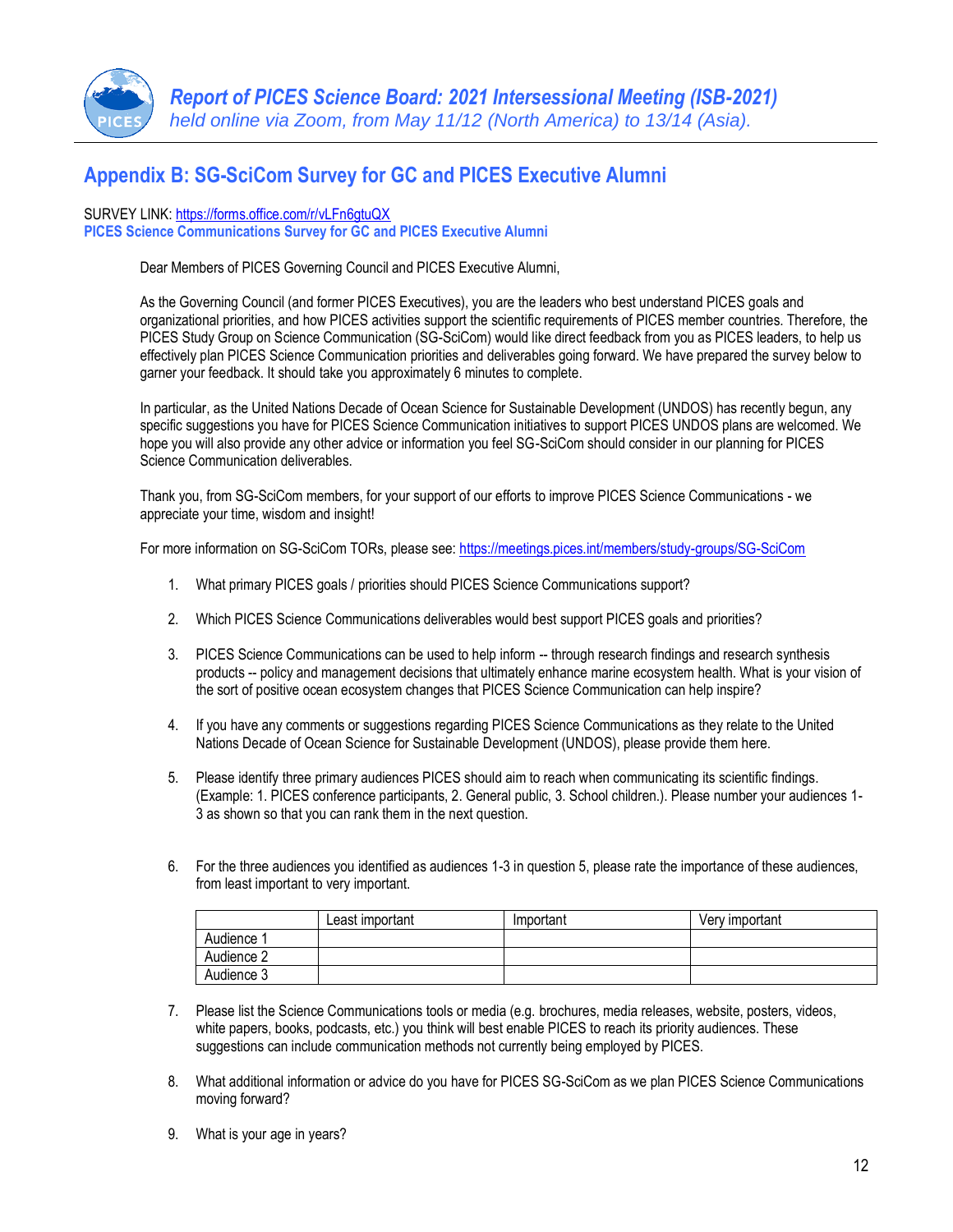## Appendix B: SG-SciCom Survey for GC and PICES Executive Alumni

SURVEY LINK: https://forms.office.com/r/vLFn6gtuQX

**PICES Science Communications Survey for GC and PICES Executive Alumni**

Dear Members of PICES Governing Council and PICES Executive Alumni,

As the Governing Council (and former PICES Executives), you are the leaders who best understand PICES goals and organizational priorities, and how PICES activities support the scientific requirements of PICES member countries. Therefore, the PICES Study Group on Science Communication (SG-SciCom) would like direct feedback from you as PICES leaders, to help us effectively plan PICES Science Communication priorities and deliverables going forward. We have prepared the survey below to garner your feedback. It should take you approximately 6 minutes to complete.

In particular, as the United Nations Decade of Ocean Science for Sustainable Development (UNDOS) has recently begun, any specific suggestions you have for PICES Science Communication initiatives to support PICES UNDOS plans are welcomed. We hope you will also provide any other advice or information you feel SG-SciCom should consider in our planning for PICES Science Communication deliverables.

Thank you, from SG-SciCom members, for your support of our efforts to improve PICES Science Communications - we appreciate your time, wisdom and insight!

For more information on SG-SciCom TORs, please see: https://meetings.pices.int/members/study-groups/SG-SciCom

1. What primary PICES goals / priorities should PICES Science Communications support?
2. Which PICES Science Communications deliverables would best support PICES goals and priorities?
3. PICES Science Communications can be used to help inform -- through research findings and research synthesis products -- policy and management decisions that ultimately enhance marine ecosystem health. What is your vision of the sort of positive ocean ecosystem changes that PICES Science Communication can help inspire?
4. If you have any comments or suggestions regarding PICES Science Communications as they relate to the United Nations Decade of Ocean Science for Sustainable Development (UNDOS), please provide them here.
5. Please identify three primary audiences PICES should aim to reach when communicating its scientific findings. (Example: 1. PICES conference participants, 2. General public, 3. School children.). Please number your audiences 1-3 as shown so that you can rank them in the next question.
6. For the three audiences you identified as audiences 1-3 in question 5, please rate the importance of these audiences, from least important to very important.

| | Least important | Important | Very important |
|---|---|---|---|
| Audience 1 | | | |
| Audience 2 | | | |
| Audience 3 | | | |

7. Please list the Science Communications tools or media (e.g. brochures, media releases, website, posters, videos, white papers, books, podcasts, etc.) you think will best enable PICES to reach its priority audiences. These suggestions can include communication methods not currently being employed by PICES.
8. What additional information or advice do you have for PICES SG-SciCom as we plan PICES Science Communications moving forward?
9. What is your age in years?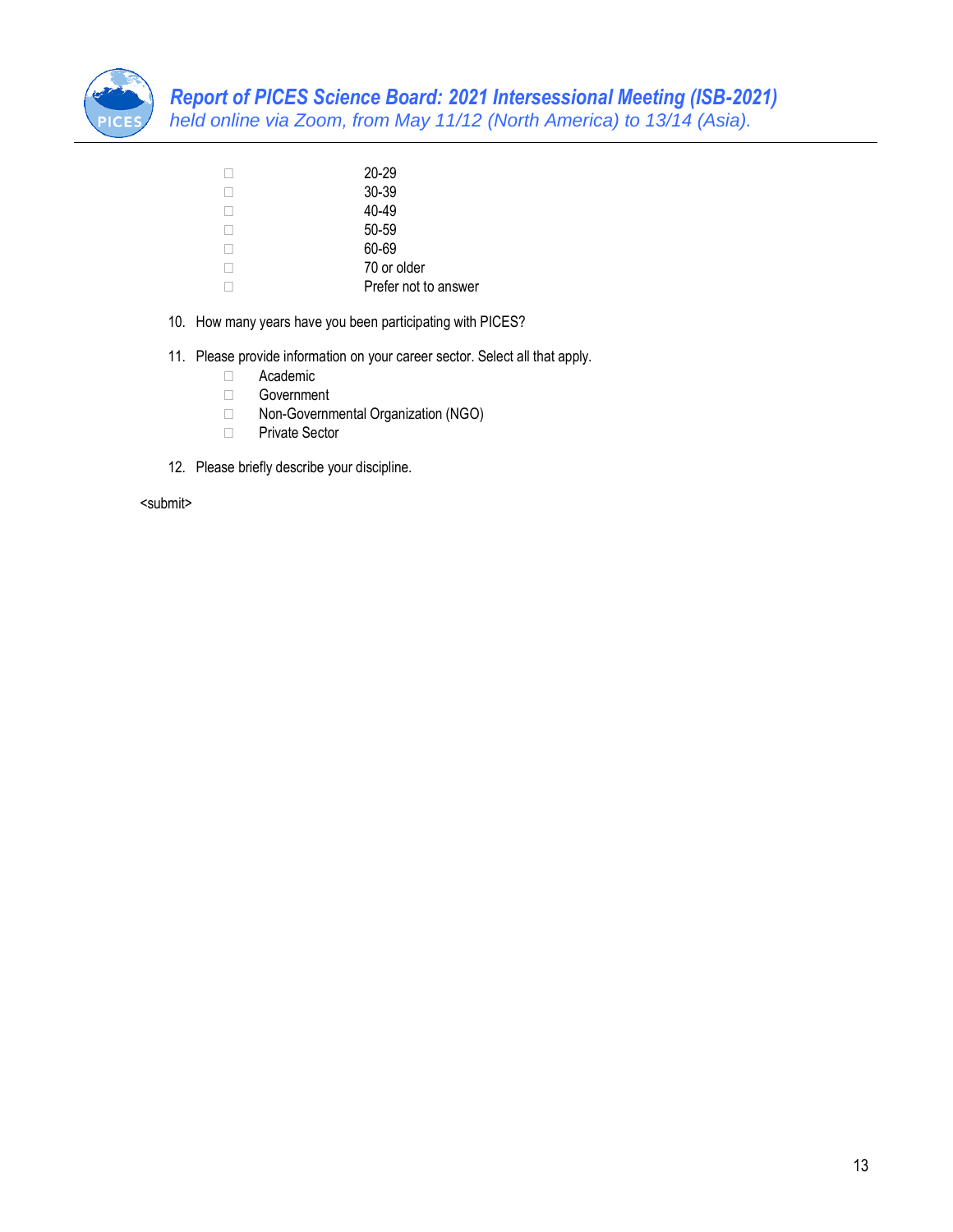- 20-29
- 30-39
- 40-49
- 50-59
- 60-69
- 70 or older
- Prefer not to answer

10. How many years have you been participating with PICES?

11. Please provide information on your career sector. Select all that apply.
    - Academic
    - Government
    - Non-Governmental Organization (NGO)
    - Private Sector

12. Please briefly describe your discipline.

<submit>